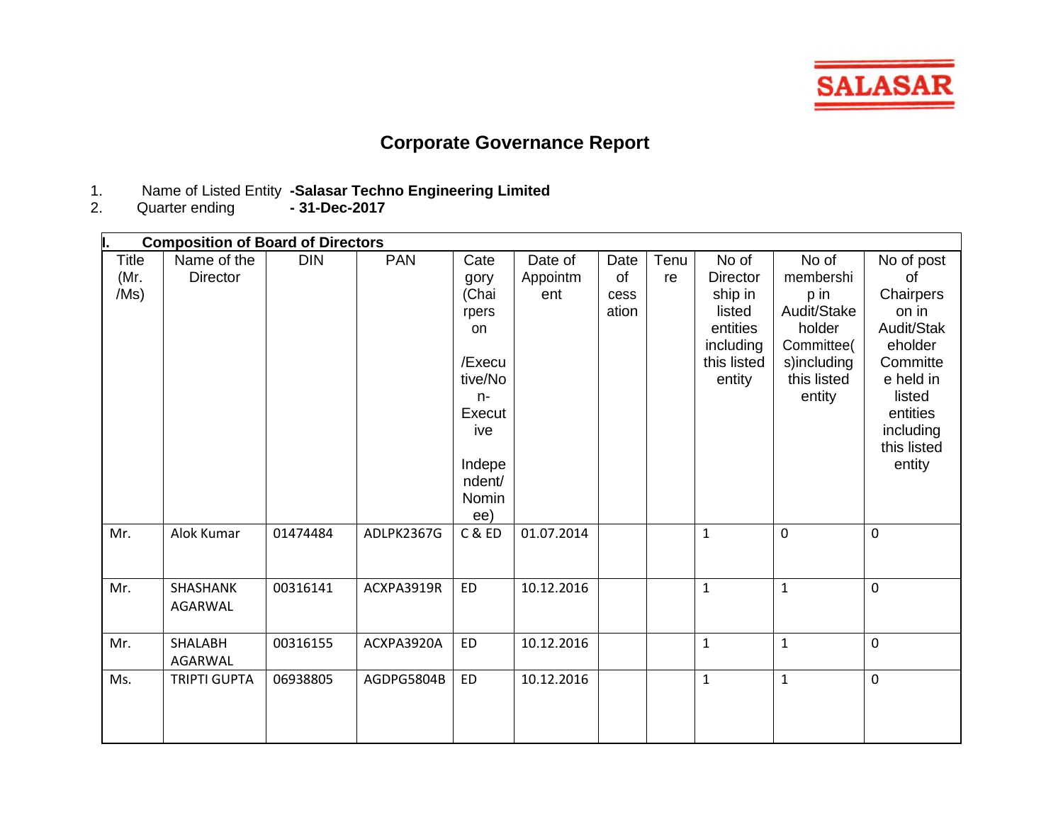SALASAR

# Corporate Governance Report

1. Name of Listed Entity **-Salasar Techno Engineering Limited**
2. Quarter ending **- 31-Dec-2017**

**I. Composition of Board of Directors**

| Title (Mr. /Ms) | Name of the Director | DIN | PAN | Category (Chairperson /Executive/Non-Executive Independent/ Nominee) | Date of Appointment | Date of cessation | Tenure | No of Directorship in listed entities including this listed entity | No of membership in Audit/Stakeholder Committee(s)including this listed entity | No of post of Chairperson in Audit/Stakeholder Committee held in listed entities including this listed entity |
|---|---|---|---|---|---|---|---|---|---|---|
| Mr. | Alok Kumar | 01474484 | ADLPK2367G | C & ED | 01.07.2014 | | | 1 | 0 | 0 |
| Mr. | SHASHANK AGARWAL | 00316141 | ACXPA3919R | ED | 10.12.2016 | | | 1 | 1 | 0 |
| Mr. | SHALABH AGARWAL | 00316155 | ACXPA3920A | ED | 10.12.2016 | | | 1 | 1 | 0 |
| Ms. | TRIPTI GUPTA | 06938805 | AGDPG5804B | ED | 10.12.2016 | | | 1 | 1 | 0 |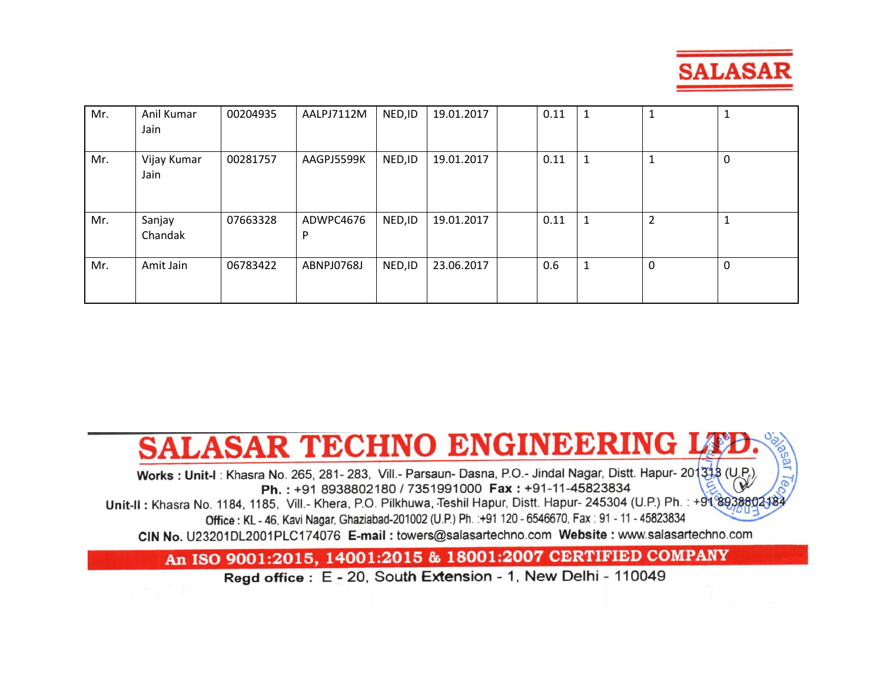| | | | | | | | | | | |
|---|---|---|---|---|---|---|---|---|---|---|
| Mr. | Anil Kumar Jain | 00204935 | AALPJ7112M | NED,ID | 19.01.2017 | | 0.11 | 1 | 1 | 1 |
| Mr. | Vijay Kumar Jain | 00281757 | AAGPJ5599K | NED,ID | 19.01.2017 | | 0.11 | 1 | 1 | 0 |
| Mr. | Sanjay Chandak | 07663328 | ADWPC4676P | NED,ID | 19.01.2017 | | 0.11 | 1 | 2 | 1 |
| Mr. | Amit Jain | 06783422 | ABNPJ0768J | NED,ID | 23.06.2017 | | 0.6 | 1 | 0 | 0 |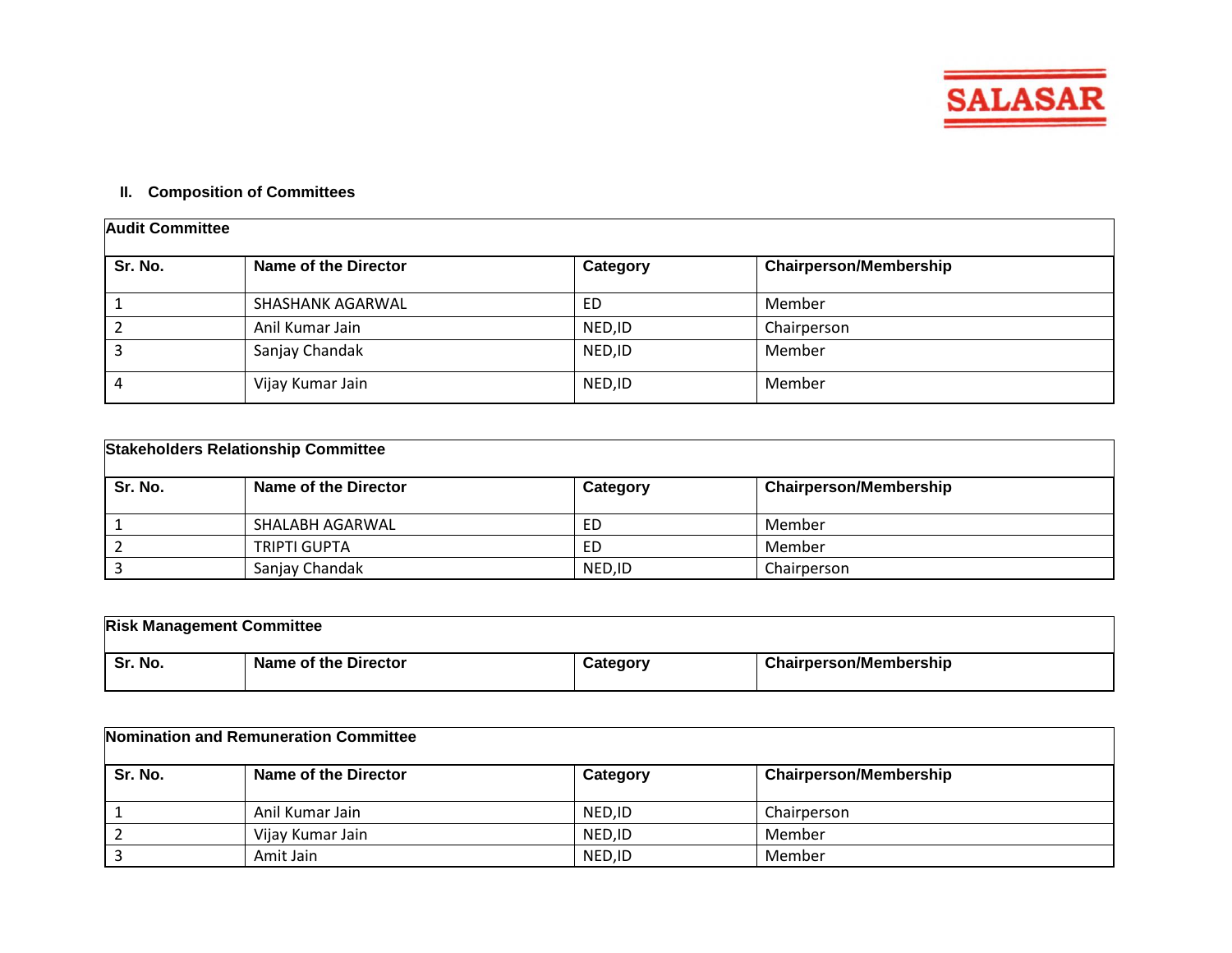## II. Composition of Committees

**Audit Committee**

| Sr. No. | Name of the Director | Category | Chairperson/Membership |
|---|---|---|---|
| 1 | SHASHANK AGARWAL | ED | Member |
| 2 | Anil Kumar Jain | NED,ID | Chairperson |
| 3 | Sanjay Chandak | NED,ID | Member |
| 4 | Vijay Kumar Jain | NED,ID | Member |

**Stakeholders Relationship Committee**

| Sr. No. | Name of the Director | Category | Chairperson/Membership |
|---|---|---|---|
| 1 | SHALABH AGARWAL | ED | Member |
| 2 | TRIPTI GUPTA | ED | Member |
| 3 | Sanjay Chandak | NED,ID | Chairperson |

**Risk Management Committee**

| Sr. No. | Name of the Director | Category | Chairperson/Membership |
|---|---|---|---|

**Nomination and Remuneration Committee**

| Sr. No. | Name of the Director | Category | Chairperson/Membership |
|---|---|---|---|
| 1 | Anil Kumar Jain | NED,ID | Chairperson |
| 2 | Vijay Kumar Jain | NED,ID | Member |
| 3 | Amit Jain | NED,ID | Member |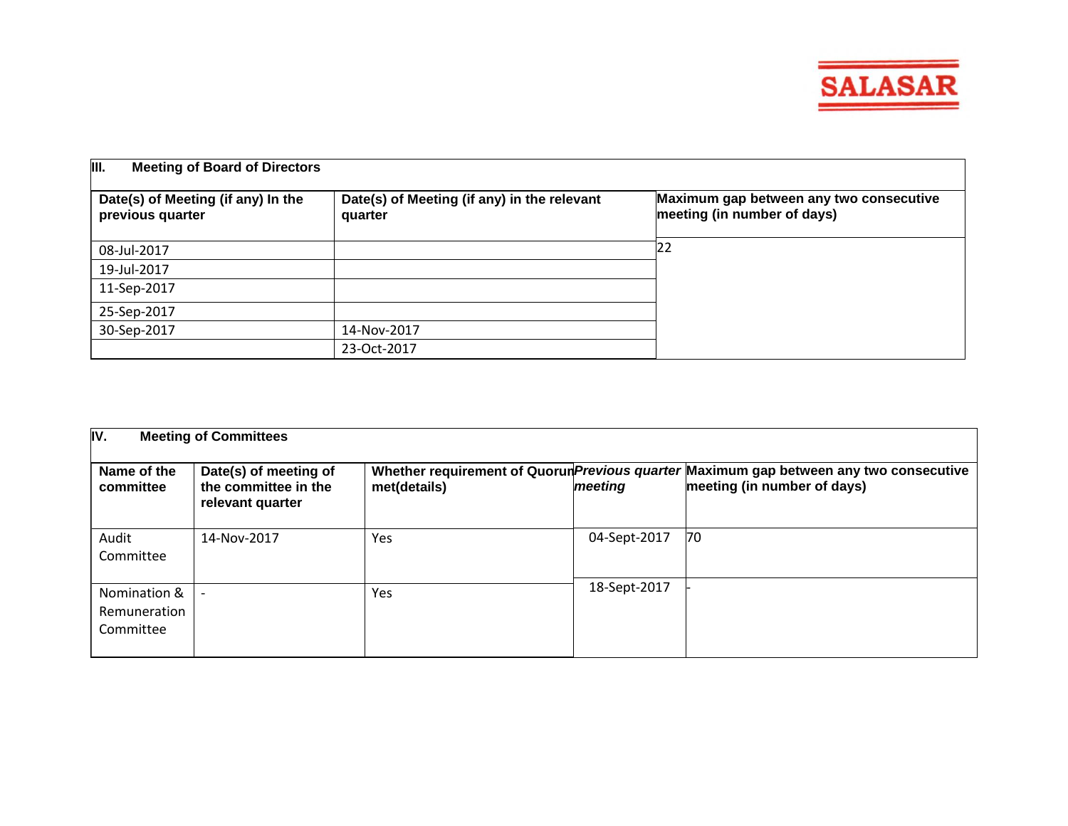| III. Meeting of Board of Directors | | |
|---|---|---|
| **Date(s) of Meeting (if any) In the previous quarter** | **Date(s) of Meeting (if any) in the relevant quarter** | **Maximum gap between any two consecutive meeting (in number of days)** |
| 08-Jul-2017 | | 22 |
| 19-Jul-2017 | | |
| 11-Sep-2017 | | |
| 25-Sep-2017 | | |
| 30-Sep-2017 | 14-Nov-2017 | |
| | 23-Oct-2017 | |

| IV. Meeting of Committees | | | | |
|---|---|---|---|---|
| **Name of the committee** | **Date(s) of meeting of the committee in the relevant quarter** | **Whether requirement of Quorum met(details)** | ***Previous quarter meeting*** | **Maximum gap between any two consecutive meeting (in number of days)** |
| Audit Committee | 14-Nov-2017 | Yes | 04-Sept-2017 | 70 |
| Nomination & Remuneration Committee | - | Yes | 18-Sept-2017 | - |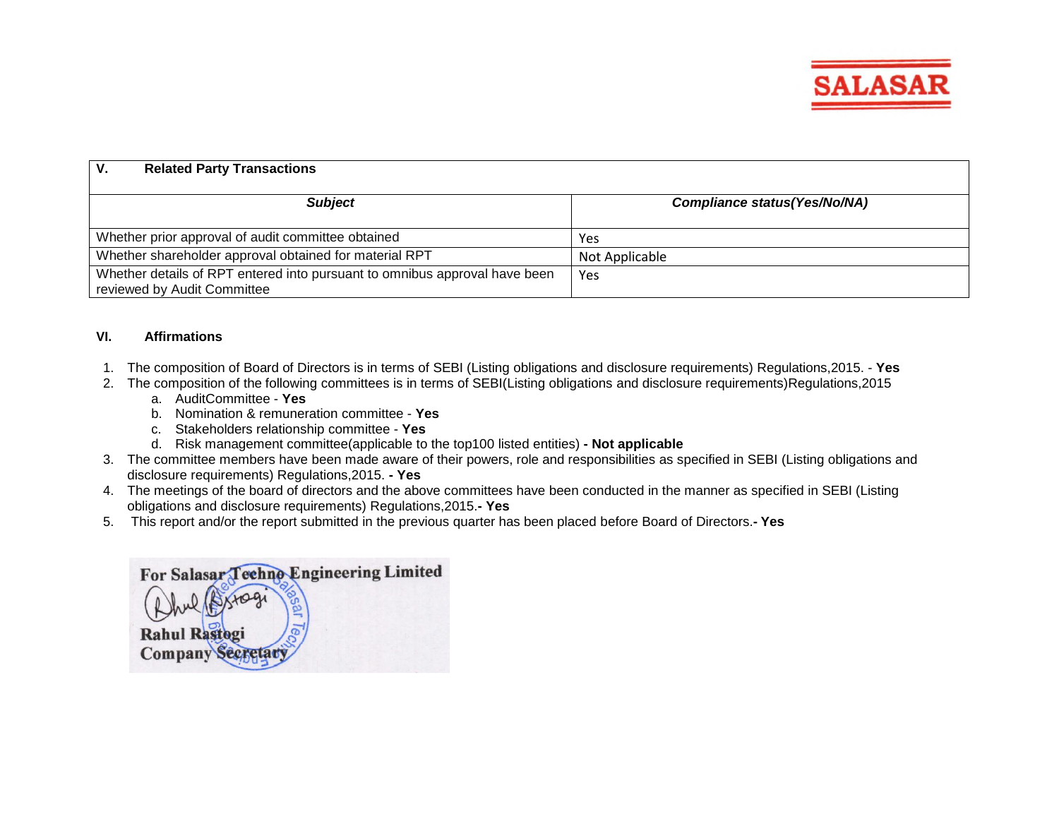| V. Related Party Transactions | |
|---|---|
| ***Subject*** | ***Compliance status(Yes/No/NA)*** |
| Whether prior approval of audit committee obtained | Yes |
| Whether shareholder approval obtained for material RPT | Not Applicable |
| Whether details of RPT entered into pursuant to omnibus approval have been reviewed by Audit Committee | Yes |

**VI. Affirmations**

1. The composition of Board of Directors is in terms of SEBI (Listing obligations and disclosure requirements) Regulations,2015. - **Yes**
2. The composition of the following committees is in terms of SEBI(Listing obligations and disclosure requirements)Regulations,2015
   a. AuditCommittee - **Yes**
   b. Nomination & remuneration committee - **Yes**
   c. Stakeholders relationship committee - **Yes**
   d. Risk management committee(applicable to the top100 listed entities) **- Not applicable**
3. The committee members have been made aware of their powers, role and responsibilities as specified in SEBI (Listing obligations and disclosure requirements) Regulations,2015. **- Yes**
4. The meetings of the board of directors and the above committees have been conducted in the manner as specified in SEBI (Listing obligations and disclosure requirements) Regulations,2015.**- Yes**
5. This report and/or the report submitted in the previous quarter has been placed before Board of Directors.**- Yes**

**For Salasar Techno Engineering Limited**

**Rahul Rastogi**
**Company Secretary**